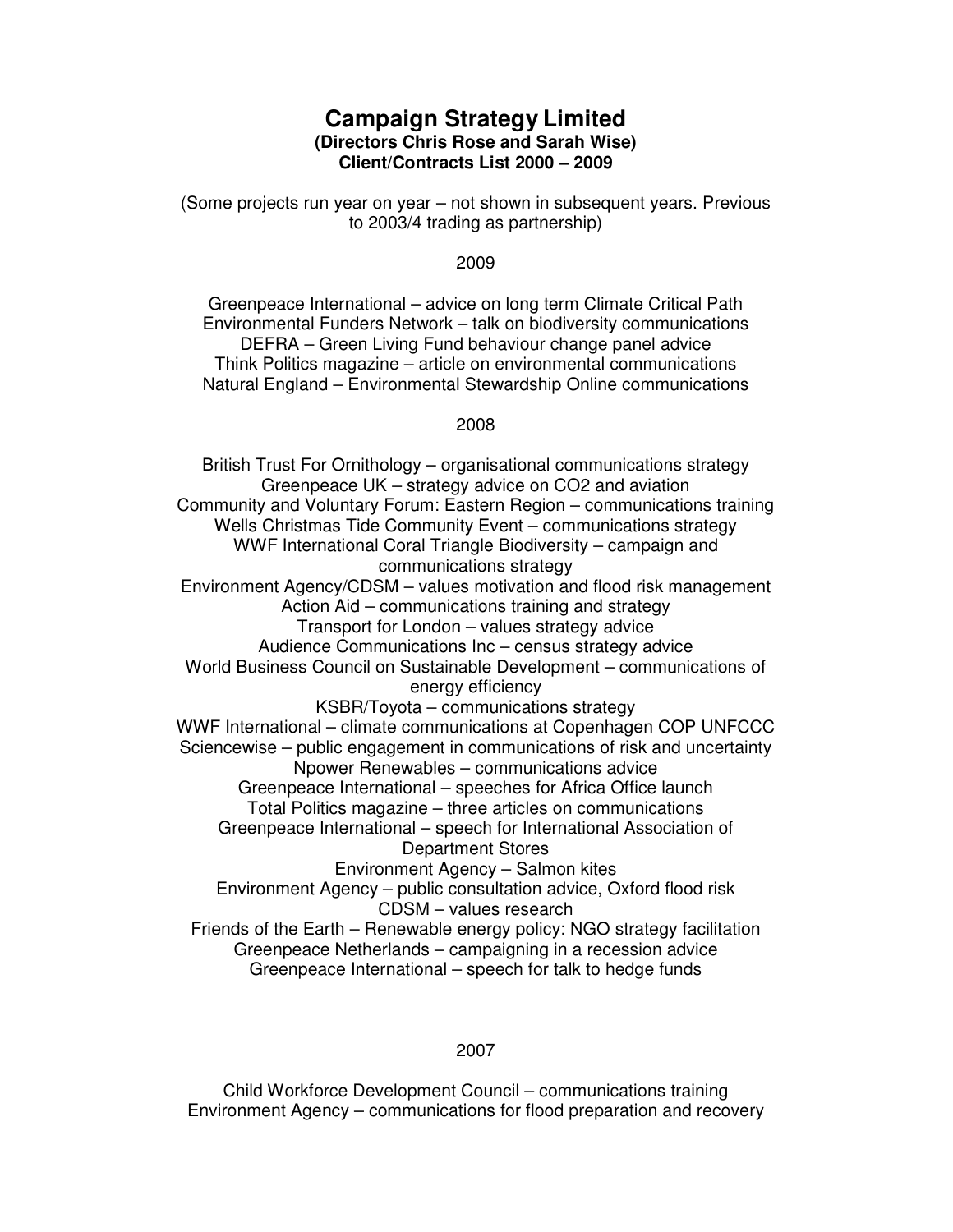# Campaign Strategy Limited

**(Directors Chris Rose and Sarah Wise)**
**Client/Contracts List 2000 – 2009**

(Some projects run year on year – not shown in subsequent years. Previous to 2003/4 trading as partnership)

## 2009

Greenpeace International – advice on long term Climate Critical Path
Environmental Funders Network – talk on biodiversity communications
DEFRA – Green Living Fund behaviour change panel advice
Think Politics magazine – article on environmental communications
Natural England – Environmental Stewardship Online communications

## 2008

British Trust For Ornithology – organisational communications strategy
Greenpeace UK – strategy advice on CO2 and aviation
Community and Voluntary Forum: Eastern Region – communications training
Wells Christmas Tide Community Event – communications strategy
WWF International Coral Triangle Biodiversity – campaign and communications strategy
Environment Agency/CDSM – values motivation and flood risk management
Action Aid – communications training and strategy
Transport for London – values strategy advice
Audience Communications Inc – census strategy advice
World Business Council on Sustainable Development – communications of energy efficiency
KSBR/Toyota – communications strategy
WWF International – climate communications at Copenhagen COP UNFCCC
Sciencewise – public engagement in communications of risk and uncertainty
Npower Renewables – communications advice
Greenpeace International – speeches for Africa Office launch
Total Politics magazine – three articles on communications
Greenpeace International – speech for International Association of Department Stores
Environment Agency – Salmon kites
Environment Agency – public consultation advice, Oxford flood risk
CDSM – values research
Friends of the Earth – Renewable energy policy: NGO strategy facilitation
Greenpeace Netherlands – campaigning in a recession advice
Greenpeace International – speech for talk to hedge funds

## 2007

Child Workforce Development Council – communications training
Environment Agency – communications for flood preparation and recovery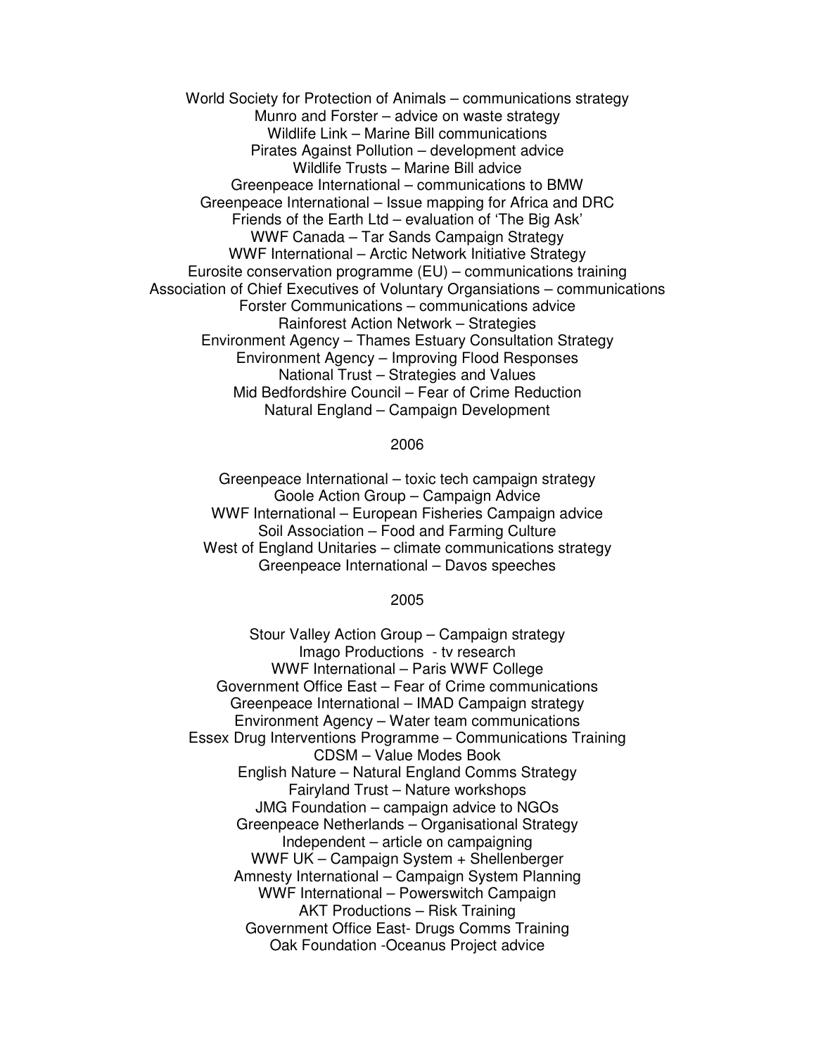World Society for Protection of Animals – communications strategy
Munro and Forster – advice on waste strategy
Wildlife Link – Marine Bill communications
Pirates Against Pollution – development advice
Wildlife Trusts – Marine Bill advice
Greenpeace International – communications to BMW
Greenpeace International – Issue mapping for Africa and DRC
Friends of the Earth Ltd – evaluation of 'The Big Ask'
WWF Canada – Tar Sands Campaign Strategy
WWF International – Arctic Network Initiative Strategy
Eurosite conservation programme (EU) – communications training
Association of Chief Executives of Voluntary Organsiations – communications
Forster Communications – communications advice
Rainforest Action Network – Strategies
Environment Agency – Thames Estuary Consultation Strategy
Environment Agency – Improving Flood Responses
National Trust – Strategies and Values
Mid Bedfordshire Council – Fear of Crime Reduction
Natural England – Campaign Development

2006

Greenpeace International – toxic tech campaign strategy
Goole Action Group – Campaign Advice
WWF International – European Fisheries Campaign advice
Soil Association – Food and Farming Culture
West of England Unitaries – climate communications strategy
Greenpeace International – Davos speeches

2005

Stour Valley Action Group – Campaign strategy
Imago Productions - tv research
WWF International – Paris WWF College
Government Office East – Fear of Crime communications
Greenpeace International – IMAD Campaign strategy
Environment Agency – Water team communications
Essex Drug Interventions Programme – Communications Training
CDSM – Value Modes Book
English Nature – Natural England Comms Strategy
Fairyland Trust – Nature workshops
JMG Foundation – campaign advice to NGOs
Greenpeace Netherlands – Organisational Strategy
Independent – article on campaigning
WWF UK – Campaign System + Shellenberger
Amnesty International – Campaign System Planning
WWF International – Powerswitch Campaign
AKT Productions – Risk Training
Government Office East- Drugs Comms Training
Oak Foundation -Oceanus Project advice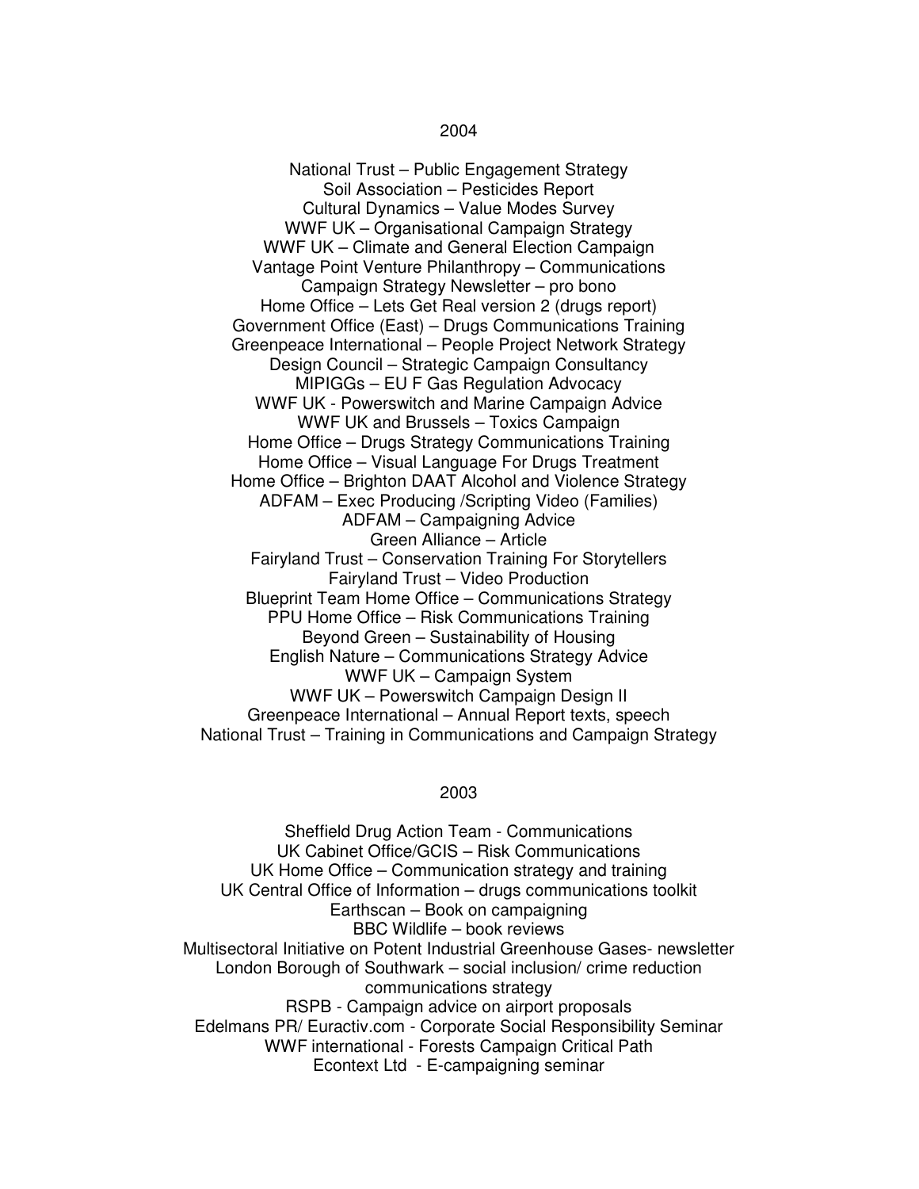## 2004

National Trust – Public Engagement Strategy
Soil Association – Pesticides Report
Cultural Dynamics – Value Modes Survey
WWF UK – Organisational Campaign Strategy
WWF UK – Climate and General Election Campaign
Vantage Point Venture Philanthropy – Communications
Campaign Strategy Newsletter – pro bono
Home Office – Lets Get Real version 2 (drugs report)
Government Office (East) – Drugs Communications Training
Greenpeace International – People Project Network Strategy
Design Council – Strategic Campaign Consultancy
MIPIGGs – EU F Gas Regulation Advocacy
WWF UK - Powerswitch and Marine Campaign Advice
WWF UK and Brussels – Toxics Campaign
Home Office – Drugs Strategy Communications Training
Home Office – Visual Language For Drugs Treatment
Home Office – Brighton DAAT Alcohol and Violence Strategy
ADFAM – Exec Producing /Scripting Video (Families)
ADFAM – Campaigning Advice
Green Alliance – Article
Fairyland Trust – Conservation Training For Storytellers
Fairyland Trust – Video Production
Blueprint Team Home Office – Communications Strategy
PPU Home Office – Risk Communications Training
Beyond Green – Sustainability of Housing
English Nature – Communications Strategy Advice
WWF UK – Campaign System
WWF UK – Powerswitch Campaign Design II
Greenpeace International – Annual Report texts, speech
National Trust – Training in Communications and Campaign Strategy

## 2003

Sheffield Drug Action Team - Communications
UK Cabinet Office/GCIS – Risk Communications
UK Home Office – Communication strategy and training
UK Central Office of Information – drugs communications toolkit
Earthscan – Book on campaigning
BBC Wildlife – book reviews
Multisectoral Initiative on Potent Industrial Greenhouse Gases- newsletter
London Borough of Southwark – social inclusion/ crime reduction communications strategy
RSPB - Campaign advice on airport proposals
Edelmans PR/ Euractiv.com - Corporate Social Responsibility Seminar
WWF international - Forests Campaign Critical Path
Econtext Ltd - E-campaigning seminar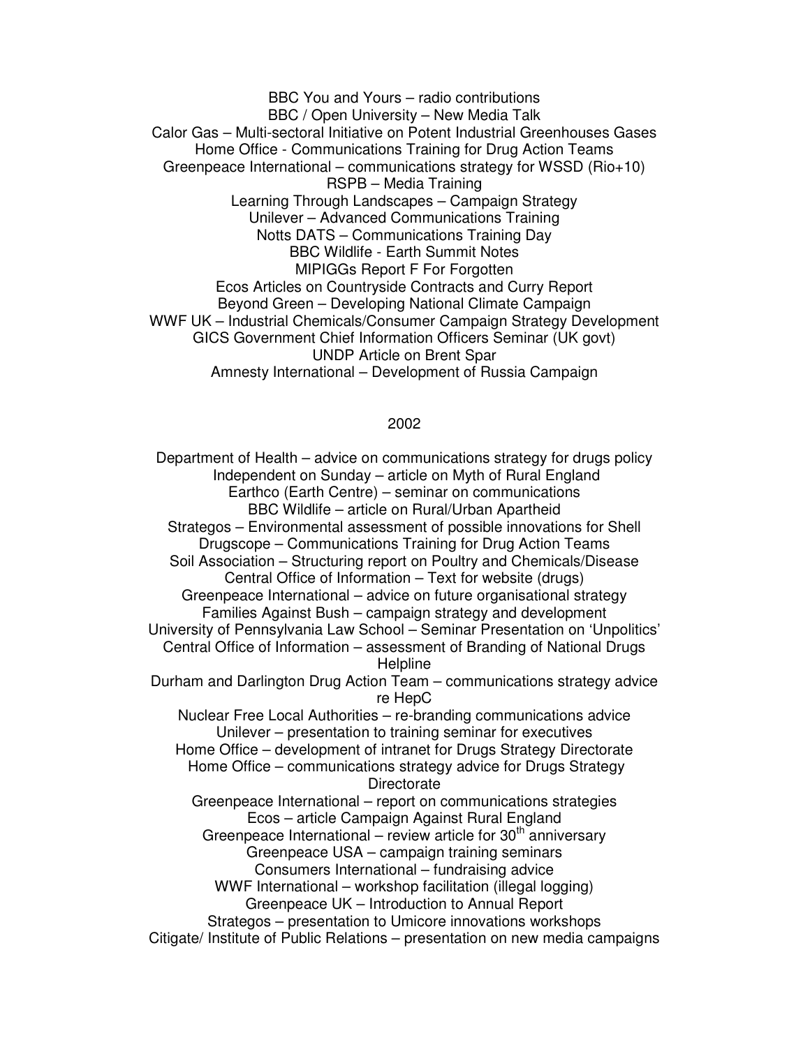BBC You and Yours – radio contributions
BBC / Open University – New Media Talk
Calor Gas – Multi-sectoral Initiative on Potent Industrial Greenhouses Gases
Home Office - Communications Training for Drug Action Teams
Greenpeace International – communications strategy for WSSD (Rio+10)
RSPB – Media Training
Learning Through Landscapes – Campaign Strategy
Unilever – Advanced Communications Training
Notts DATS – Communications Training Day
BBC Wildlife - Earth Summit Notes
MIPIGGs Report F For Forgotten
Ecos Articles on Countryside Contracts and Curry Report
Beyond Green – Developing National Climate Campaign
WWF UK – Industrial Chemicals/Consumer Campaign Strategy Development
GICS Government Chief Information Officers Seminar (UK govt)
UNDP Article on Brent Spar
Amnesty International – Development of Russia Campaign

## 2002

Department of Health – advice on communications strategy for drugs policy
Independent on Sunday – article on Myth of Rural England
Earthco (Earth Centre) – seminar on communications
BBC Wildlife – article on Rural/Urban Apartheid
Strategos – Environmental assessment of possible innovations for Shell
Drugscope – Communications Training for Drug Action Teams
Soil Association – Structuring report on Poultry and Chemicals/Disease
Central Office of Information – Text for website (drugs)
Greenpeace International – advice on future organisational strategy
Families Against Bush – campaign strategy and development
University of Pennsylvania Law School – Seminar Presentation on 'Unpolitics'
Central Office of Information – assessment of Branding of National Drugs Helpline
Durham and Darlington Drug Action Team – communications strategy advice re HepC
Nuclear Free Local Authorities – re-branding communications advice
Unilever – presentation to training seminar for executives
Home Office – development of intranet for Drugs Strategy Directorate
Home Office – communications strategy advice for Drugs Strategy Directorate
Greenpeace International – report on communications strategies
Ecos – article Campaign Against Rural England
Greenpeace International – review article for 30th anniversary
Greenpeace USA – campaign training seminars
Consumers International – fundraising advice
WWF International – workshop facilitation (illegal logging)
Greenpeace UK – Introduction to Annual Report
Strategos – presentation to Umicore innovations workshops
Citigate/ Institute of Public Relations – presentation on new media campaigns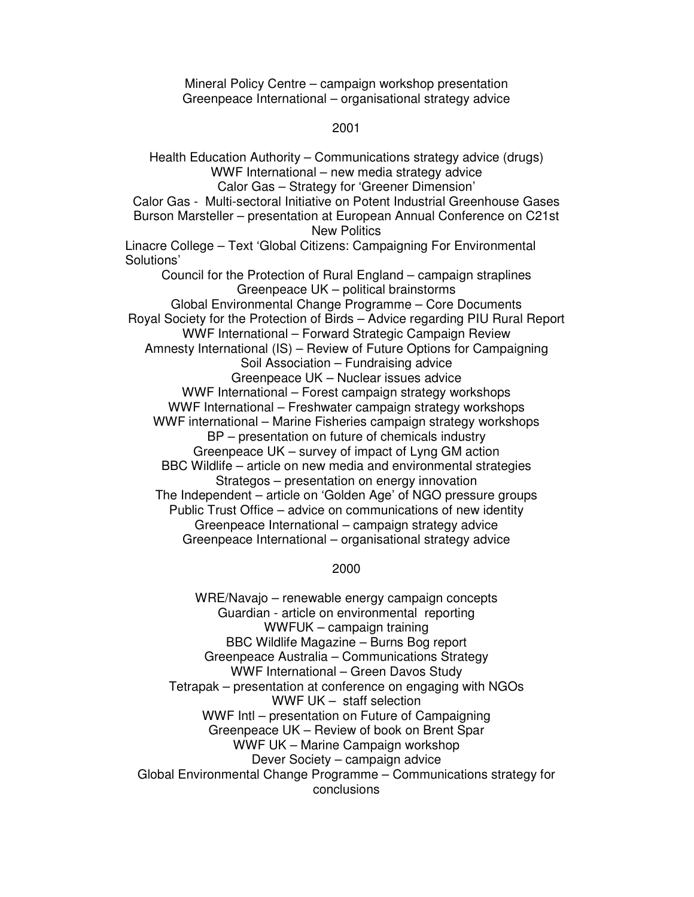Mineral Policy Centre – campaign workshop presentation
Greenpeace International – organisational strategy advice

## 2001

Health Education Authority – Communications strategy advice (drugs)
WWF International – new media strategy advice
Calor Gas – Strategy for 'Greener Dimension'
Calor Gas - Multi-sectoral Initiative on Potent Industrial Greenhouse Gases
Burson Marsteller – presentation at European Annual Conference on C21st New Politics
Linacre College – Text 'Global Citizens: Campaigning For Environmental Solutions'
Council for the Protection of Rural England – campaign straplines
Greenpeace UK – political brainstorms
Global Environmental Change Programme – Core Documents
Royal Society for the Protection of Birds – Advice regarding PIU Rural Report
WWF International – Forward Strategic Campaign Review
Amnesty International (IS) – Review of Future Options for Campaigning
Soil Association – Fundraising advice
Greenpeace UK – Nuclear issues advice
WWF International – Forest campaign strategy workshops
WWF International – Freshwater campaign strategy workshops
WWF international – Marine Fisheries campaign strategy workshops
BP – presentation on future of chemicals industry
Greenpeace UK – survey of impact of Lyng GM action
BBC Wildlife – article on new media and environmental strategies
Strategos – presentation on energy innovation
The Independent – article on 'Golden Age' of NGO pressure groups
Public Trust Office – advice on communications of new identity
Greenpeace International – campaign strategy advice
Greenpeace International – organisational strategy advice

## 2000

WRE/Navajo – renewable energy campaign concepts
Guardian - article on environmental reporting
WWFUK – campaign training
BBC Wildlife Magazine – Burns Bog report
Greenpeace Australia – Communications Strategy
WWF International – Green Davos Study
Tetrapak – presentation at conference on engaging with NGOs
WWF UK – staff selection
WWF Intl – presentation on Future of Campaigning
Greenpeace UK – Review of book on Brent Spar
WWF UK – Marine Campaign workshop
Dever Society – campaign advice
Global Environmental Change Programme – Communications strategy for conclusions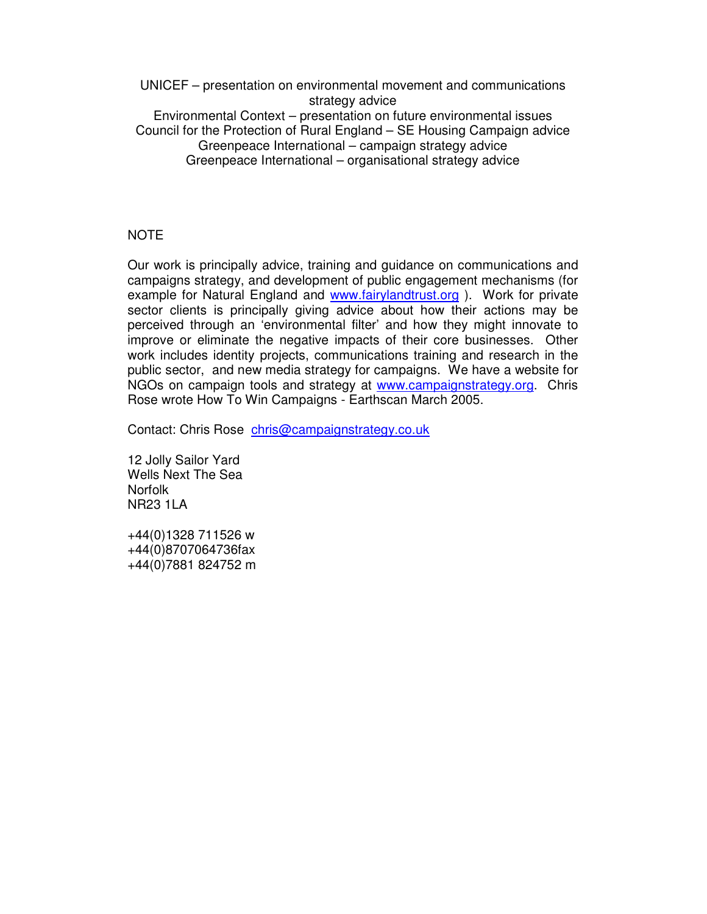UNICEF – presentation on environmental movement and communications strategy advice
Environmental Context – presentation on future environmental issues
Council for the Protection of Rural England – SE Housing Campaign advice
Greenpeace International – campaign strategy advice
Greenpeace International – organisational strategy advice

NOTE

Our work is principally advice, training and guidance on communications and campaigns strategy, and development of public engagement mechanisms (for example for Natural England and www.fairylandtrust.org ). Work for private sector clients is principally giving advice about how their actions may be perceived through an 'environmental filter' and how they might innovate to improve or eliminate the negative impacts of their core businesses. Other work includes identity projects, communications training and research in the public sector, and new media strategy for campaigns. We have a website for NGOs on campaign tools and strategy at www.campaignstrategy.org. Chris Rose wrote How To Win Campaigns - Earthscan March 2005.

Contact: Chris Rose chris@campaignstrategy.co.uk

12 Jolly Sailor Yard
Wells Next The Sea
Norfolk
NR23 1LA

+44(0)1328 711526 w
+44(0)8707064736fax
+44(0)7881 824752 m